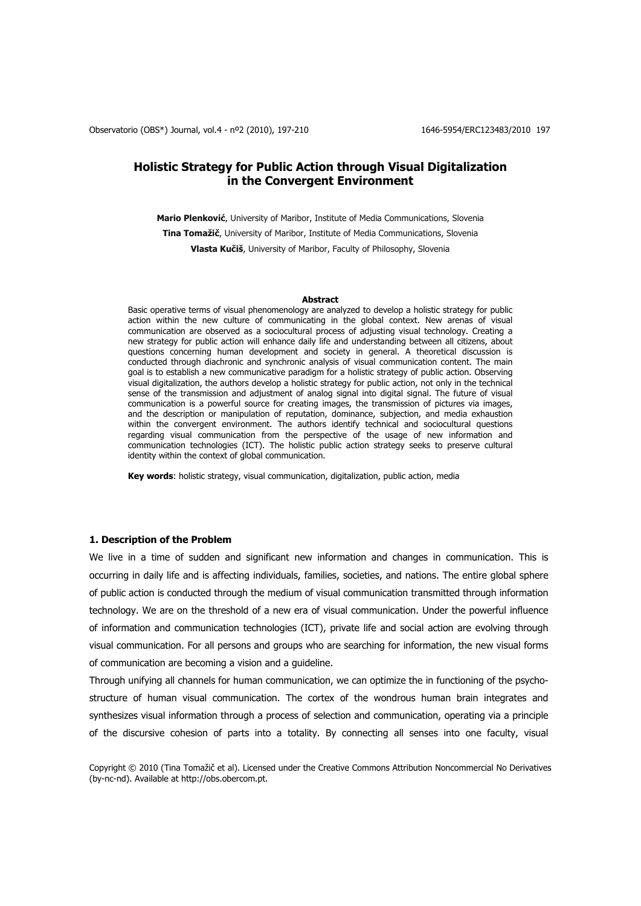# Holistic Strategy for Public Action through Visual Digitalization in the Convergent Environment

**Mario Plenković**, University of Maribor, Institute of Media Communications, Slovenia

**Tina Tomažič**, University of Maribor, Institute of Media Communications, Slovenia

**Vlasta Kučiš**, University of Maribor, Faculty of Philosophy, Slovenia

**Abstract**

Basic operative terms of visual phenomenology are analyzed to develop a holistic strategy for public action within the new culture of communicating in the global context. New arenas of visual communication are observed as a sociocultural process of adjusting visual technology. Creating a new strategy for public action will enhance daily life and understanding between all citizens, about questions concerning human development and society in general. A theoretical discussion is conducted through diachronic and synchronic analysis of visual communication content. The main goal is to establish a new communicative paradigm for a holistic strategy of public action. Observing visual digitalization, the authors develop a holistic strategy for public action, not only in the technical sense of the transmission and adjustment of analog signal into digital signal. The future of visual communication is a powerful source for creating images, the transmission of pictures via images, and the description or manipulation of reputation, dominance, subjection, and media exhaustion within the convergent environment. The authors identify technical and sociocultural questions regarding visual communication from the perspective of the usage of new information and communication technologies (ICT). The holistic public action strategy seeks to preserve cultural identity within the context of global communication.

**Key words**: holistic strategy, visual communication, digitalization, public action, media

## 1. Description of the Problem

We live in a time of sudden and significant new information and changes in communication. This is occurring in daily life and is affecting individuals, families, societies, and nations. The entire global sphere of public action is conducted through the medium of visual communication transmitted through information technology. We are on the threshold of a new era of visual communication. Under the powerful influence of information and communication technologies (ICT), private life and social action are evolving through visual communication. For all persons and groups who are searching for information, the new visual forms of communication are becoming a vision and a guideline.

Through unifying all channels for human communication, we can optimize the in functioning of the psycho-structure of human visual communication. The cortex of the wondrous human brain integrates and synthesizes visual information through a process of selection and communication, operating via a principle of the discursive cohesion of parts into a totality. By connecting all senses into one faculty, visual

Copyright © 2010 (Tina Tomažič et al). Licensed under the Creative Commons Attribution Noncommercial No Derivatives (by-nc-nd). Available at http://obs.obercom.pt.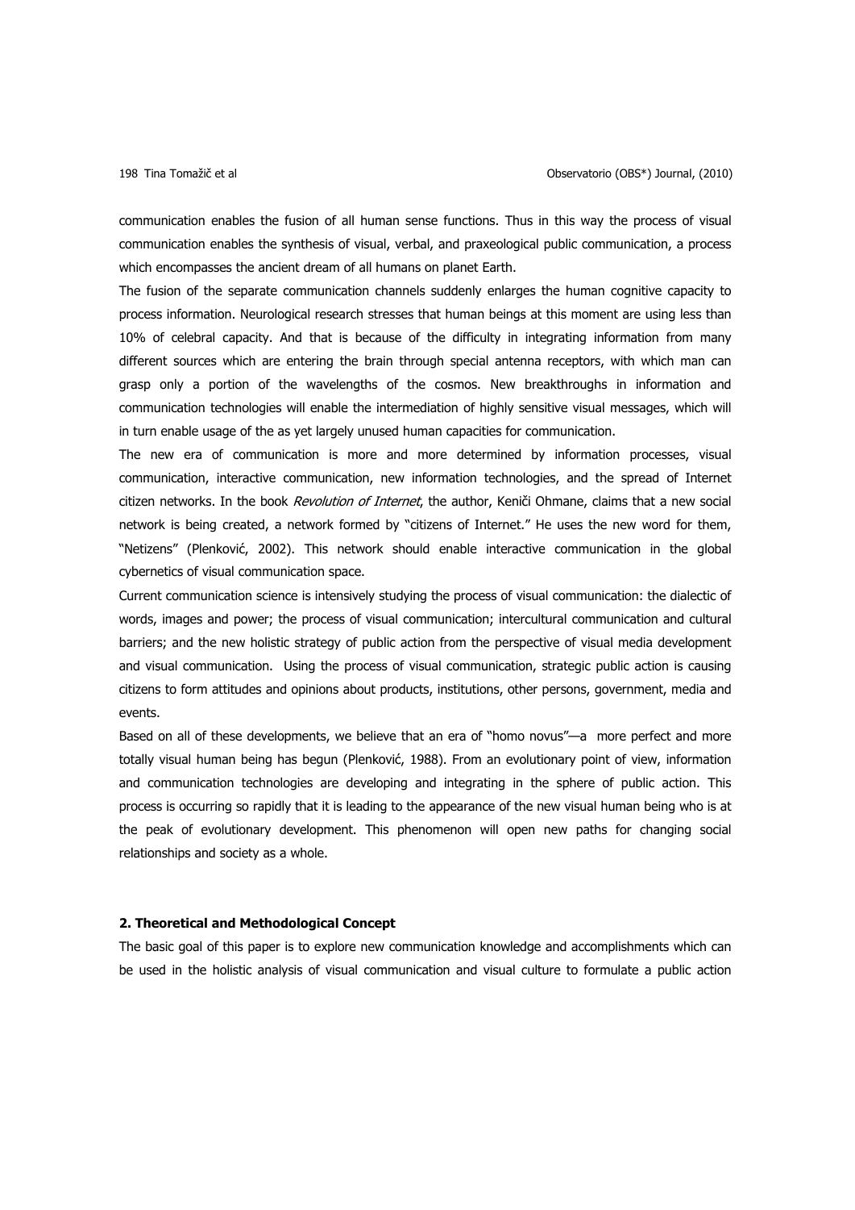communication enables the fusion of all human sense functions. Thus in this way the process of visual communication enables the synthesis of visual, verbal, and praxeological public communication, a process which encompasses the ancient dream of all humans on planet Earth.

The fusion of the separate communication channels suddenly enlarges the human cognitive capacity to process information. Neurological research stresses that human beings at this moment are using less than 10% of celebral capacity. And that is because of the difficulty in integrating information from many different sources which are entering the brain through special antenna receptors, with which man can grasp only a portion of the wavelengths of the cosmos. New breakthroughs in information and communication technologies will enable the intermediation of highly sensitive visual messages, which will in turn enable usage of the as yet largely unused human capacities for communication.

The new era of communication is more and more determined by information processes, visual communication, interactive communication, new information technologies, and the spread of Internet citizen networks. In the book *Revolution of Internet*, the author, Keniči Ohmane, claims that a new social network is being created, a network formed by "citizens of Internet." He uses the new word for them, "Netizens" (Plenković, 2002). This network should enable interactive communication in the global cybernetics of visual communication space.

Current communication science is intensively studying the process of visual communication: the dialectic of words, images and power; the process of visual communication; intercultural communication and cultural barriers; and the new holistic strategy of public action from the perspective of visual media development and visual communication. Using the process of visual communication, strategic public action is causing citizens to form attitudes and opinions about products, institutions, other persons, government, media and events.

Based on all of these developments, we believe that an era of "homo novus"—a more perfect and more totally visual human being has begun (Plenković, 1988). From an evolutionary point of view, information and communication technologies are developing and integrating in the sphere of public action. This process is occurring so rapidly that it is leading to the appearance of the new visual human being who is at the peak of evolutionary development. This phenomenon will open new paths for changing social relationships and society as a whole.

## 2. Theoretical and Methodological Concept

The basic goal of this paper is to explore new communication knowledge and accomplishments which can be used in the holistic analysis of visual communication and visual culture to formulate a public action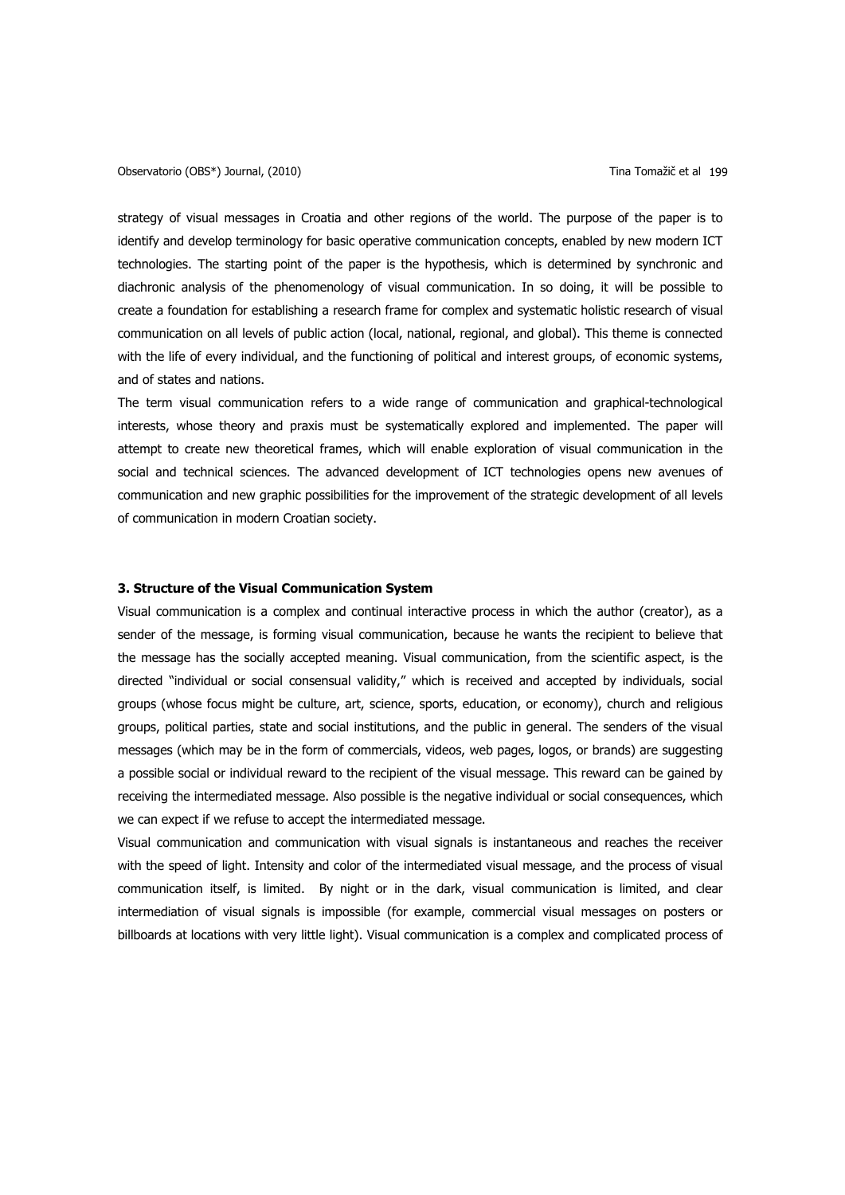strategy of visual messages in Croatia and other regions of the world. The purpose of the paper is to identify and develop terminology for basic operative communication concepts, enabled by new modern ICT technologies. The starting point of the paper is the hypothesis, which is determined by synchronic and diachronic analysis of the phenomenology of visual communication. In so doing, it will be possible to create a foundation for establishing a research frame for complex and systematic holistic research of visual communication on all levels of public action (local, national, regional, and global). This theme is connected with the life of every individual, and the functioning of political and interest groups, of economic systems, and of states and nations.

The term visual communication refers to a wide range of communication and graphical-technological interests, whose theory and praxis must be systematically explored and implemented. The paper will attempt to create new theoretical frames, which will enable exploration of visual communication in the social and technical sciences. The advanced development of ICT technologies opens new avenues of communication and new graphic possibilities for the improvement of the strategic development of all levels of communication in modern Croatian society.

## 3. Structure of the Visual Communication System

Visual communication is a complex and continual interactive process in which the author (creator), as a sender of the message, is forming visual communication, because he wants the recipient to believe that the message has the socially accepted meaning. Visual communication, from the scientific aspect, is the directed "individual or social consensual validity," which is received and accepted by individuals, social groups (whose focus might be culture, art, science, sports, education, or economy), church and religious groups, political parties, state and social institutions, and the public in general. The senders of the visual messages (which may be in the form of commercials, videos, web pages, logos, or brands) are suggesting a possible social or individual reward to the recipient of the visual message. This reward can be gained by receiving the intermediated message. Also possible is the negative individual or social consequences, which we can expect if we refuse to accept the intermediated message.

Visual communication and communication with visual signals is instantaneous and reaches the receiver with the speed of light. Intensity and color of the intermediated visual message, and the process of visual communication itself, is limited. By night or in the dark, visual communication is limited, and clear intermediation of visual signals is impossible (for example, commercial visual messages on posters or billboards at locations with very little light). Visual communication is a complex and complicated process of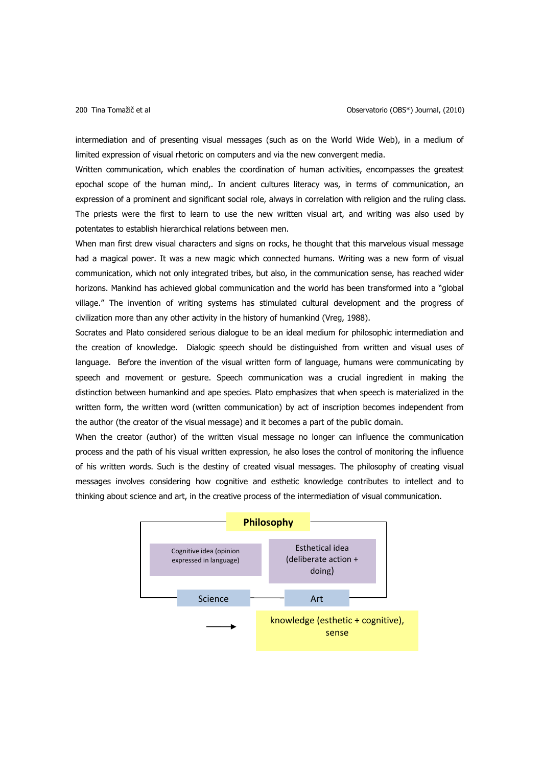intermediation and of presenting visual messages (such as on the World Wide Web), in a medium of limited expression of visual rhetoric on computers and via the new convergent media.

Written communication, which enables the coordination of human activities, encompasses the greatest epochal scope of the human mind,. In ancient cultures literacy was, in terms of communication, an expression of a prominent and significant social role, always in correlation with religion and the ruling class. The priests were the first to learn to use the new written visual art, and writing was also used by potentates to establish hierarchical relations between men.

When man first drew visual characters and signs on rocks, he thought that this marvelous visual message had a magical power. It was a new magic which connected humans. Writing was a new form of visual communication, which not only integrated tribes, but also, in the communication sense, has reached wider horizons. Mankind has achieved global communication and the world has been transformed into a "global village." The invention of writing systems has stimulated cultural development and the progress of civilization more than any other activity in the history of humankind (Vreg, 1988).

Socrates and Plato considered serious dialogue to be an ideal medium for philosophic intermediation and the creation of knowledge. Dialogic speech should be distinguished from written and visual uses of language. Before the invention of the visual written form of language, humans were communicating by speech and movement or gesture. Speech communication was a crucial ingredient in making the distinction between humankind and ape species. Plato emphasizes that when speech is materialized in the written form, the written word (written communication) by act of inscription becomes independent from the author (the creator of the visual message) and it becomes a part of the public domain.

When the creator (author) of the written visual message no longer can influence the communication process and the path of his visual written expression, he also loses the control of monitoring the influence of his written words. Such is the destiny of created visual messages. The philosophy of creating visual messages involves considering how cognitive and esthetic knowledge contributes to intellect and to thinking about science and art, in the creative process of the intermediation of visual communication.

**Philosophy**

Cognitive idea (opinion expressed in language) | Esthetical idea (deliberate action + doing)

Science | Art

→ knowledge (esthetic + cognitive), sense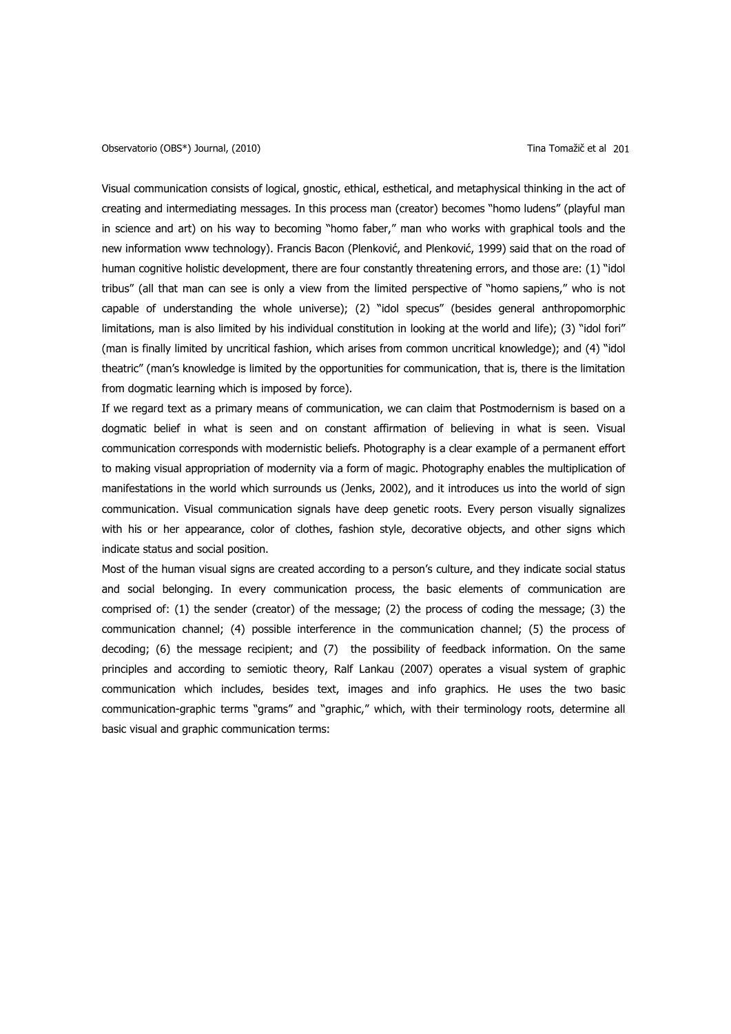Visual communication consists of logical, gnostic, ethical, esthetical, and metaphysical thinking in the act of creating and intermediating messages. In this process man (creator) becomes "homo ludens" (playful man in science and art) on his way to becoming "homo faber," man who works with graphical tools and the new information www technology). Francis Bacon (Plenković, and Plenković, 1999) said that on the road of human cognitive holistic development, there are four constantly threatening errors, and those are: (1) "idol tribus" (all that man can see is only a view from the limited perspective of "homo sapiens," who is not capable of understanding the whole universe); (2) "idol specus" (besides general anthropomorphic limitations, man is also limited by his individual constitution in looking at the world and life); (3) "idol fori" (man is finally limited by uncritical fashion, which arises from common uncritical knowledge); and (4) "idol theatric" (man's knowledge is limited by the opportunities for communication, that is, there is the limitation from dogmatic learning which is imposed by force).

If we regard text as a primary means of communication, we can claim that Postmodernism is based on a dogmatic belief in what is seen and on constant affirmation of believing in what is seen. Visual communication corresponds with modernistic beliefs. Photography is a clear example of a permanent effort to making visual appropriation of modernity via a form of magic. Photography enables the multiplication of manifestations in the world which surrounds us (Jenks, 2002), and it introduces us into the world of sign communication. Visual communication signals have deep genetic roots. Every person visually signalizes with his or her appearance, color of clothes, fashion style, decorative objects, and other signs which indicate status and social position.

Most of the human visual signs are created according to a person's culture, and they indicate social status and social belonging. In every communication process, the basic elements of communication are comprised of: (1) the sender (creator) of the message; (2) the process of coding the message; (3) the communication channel; (4) possible interference in the communication channel; (5) the process of decoding; (6) the message recipient; and (7) the possibility of feedback information. On the same principles and according to semiotic theory, Ralf Lankau (2007) operates a visual system of graphic communication which includes, besides text, images and info graphics. He uses the two basic communication-graphic terms "grams" and "graphic," which, with their terminology roots, determine all basic visual and graphic communication terms: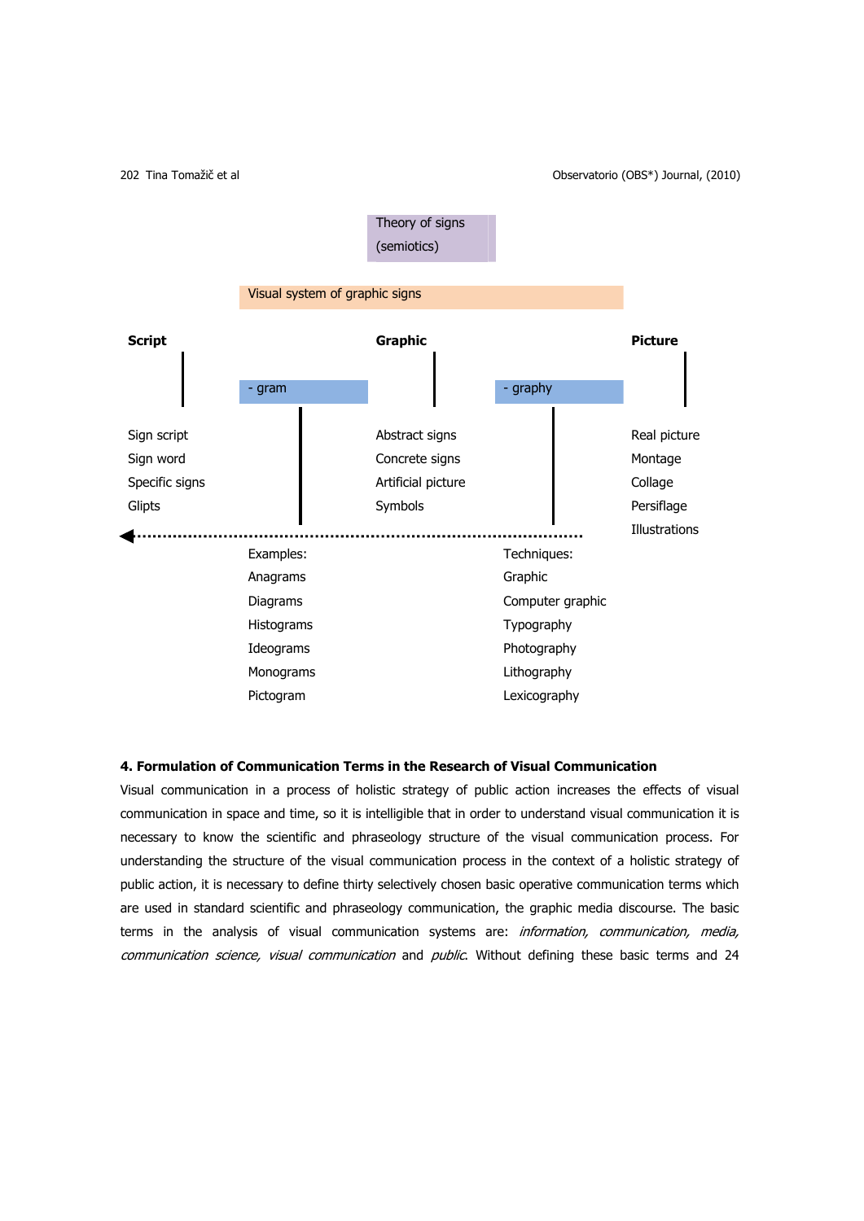Theory of signs (semiotics)

Visual system of graphic signs

| Script | - gram | Graphic | - graphy | Picture |
|---|---|---|---|---|
| Sign script | | Abstract signs | | Real picture |
| Sign word | | Concrete signs | | Montage |
| Specific signs | | Artificial picture | | Collage |
| Glipts | | Symbols | | Persiflage |
| | | | | Illustrations |

| Examples: | Techniques: |
|---|---|
| Anagrams | Graphic |
| Diagrams | Computer graphic |
| Histograms | Typography |
| Ideograms | Photography |
| Monograms | Lithography |
| Pictogram | Lexicography |

**4. Formulation of Communication Terms in the Research of Visual Communication**

Visual communication in a process of holistic strategy of public action increases the effects of visual communication in space and time, so it is intelligible that in order to understand visual communication it is necessary to know the scientific and phraseology structure of the visual communication process. For understanding the structure of the visual communication process in the context of a holistic strategy of public action, it is necessary to define thirty selectively chosen basic operative communication terms which are used in standard scientific and phraseology communication, the graphic media discourse. The basic terms in the analysis of visual communication systems are: *information, communication, media, communication science, visual communication* and *public*. Without defining these basic terms and 24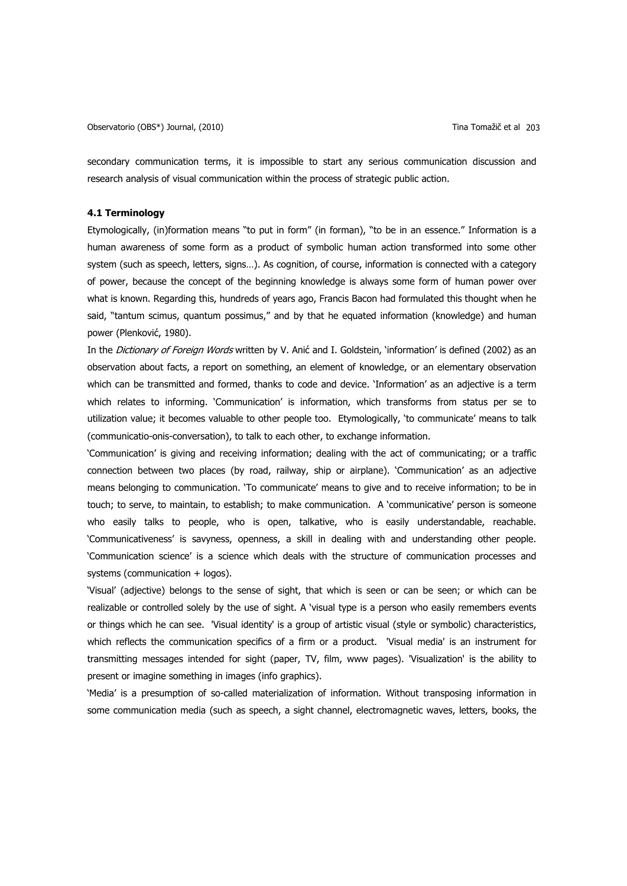secondary communication terms, it is impossible to start any serious communication discussion and research analysis of visual communication within the process of strategic public action.

### 4.1 Terminology

Etymologically, (in)formation means "to put in form" (in forman), "to be in an essence." Information is a human awareness of some form as a product of symbolic human action transformed into some other system (such as speech, letters, signs…). As cognition, of course, information is connected with a category of power, because the concept of the beginning knowledge is always some form of human power over what is known. Regarding this, hundreds of years ago, Francis Bacon had formulated this thought when he said, "tantum scimus, quantum possimus," and by that he equated information (knowledge) and human power (Plenković, 1980).

In the *Dictionary of Foreign Words* written by V. Anić and I. Goldstein, 'information' is defined (2002) as an observation about facts, a report on something, an element of knowledge, or an elementary observation which can be transmitted and formed, thanks to code and device. 'Information' as an adjective is a term which relates to informing. 'Communication' is information, which transforms from status per se to utilization value; it becomes valuable to other people too. Etymologically, 'to communicate' means to talk (communicatio-onis-conversation), to talk to each other, to exchange information.

'Communication' is giving and receiving information; dealing with the act of communicating; or a traffic connection between two places (by road, railway, ship or airplane). 'Communication' as an adjective means belonging to communication. 'To communicate' means to give and to receive information; to be in touch; to serve, to maintain, to establish; to make communication. A 'communicative' person is someone who easily talks to people, who is open, talkative, who is easily understandable, reachable. 'Communicativeness' is savyness, openness, a skill in dealing with and understanding other people. 'Communication science' is a science which deals with the structure of communication processes and systems (communication + logos).

'Visual' (adjective) belongs to the sense of sight, that which is seen or can be seen; or which can be realizable or controlled solely by the use of sight. A 'visual type is a person who easily remembers events or things which he can see. 'Visual identity' is a group of artistic visual (style or symbolic) characteristics, which reflects the communication specifics of a firm or a product. 'Visual media' is an instrument for transmitting messages intended for sight (paper, TV, film, www pages). 'Visualization' is the ability to present or imagine something in images (info graphics).

'Media' is a presumption of so-called materialization of information. Without transposing information in some communication media (such as speech, a sight channel, electromagnetic waves, letters, books, the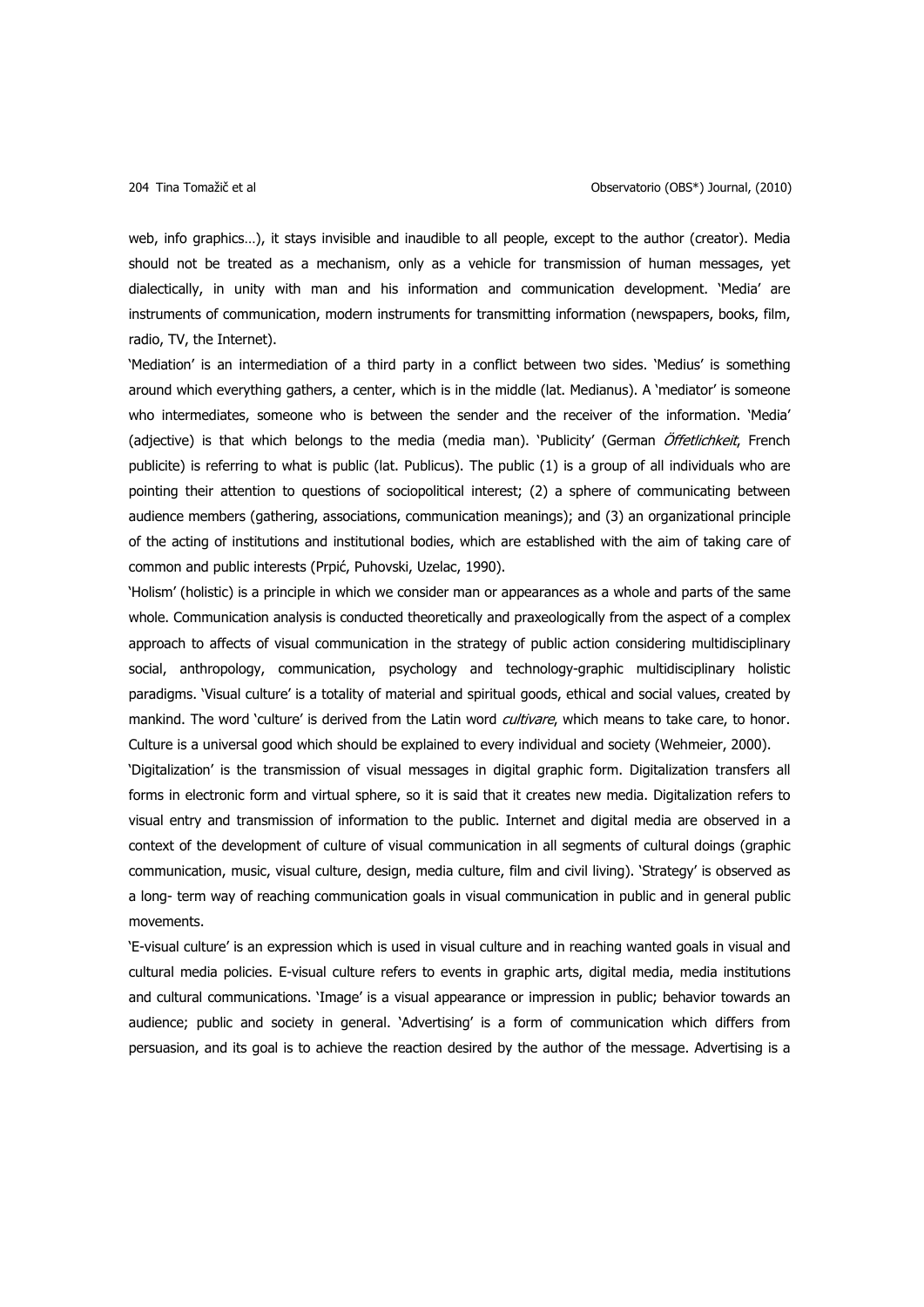web, info graphics…), it stays invisible and inaudible to all people, except to the author (creator). Media should not be treated as a mechanism, only as a vehicle for transmission of human messages, yet dialectically, in unity with man and his information and communication development. 'Media' are instruments of communication, modern instruments for transmitting information (newspapers, books, film, radio, TV, the Internet).

'Mediation' is an intermediation of a third party in a conflict between two sides. 'Medius' is something around which everything gathers, a center, which is in the middle (lat. Medianus). A 'mediator' is someone who intermediates, someone who is between the sender and the receiver of the information. 'Media' (adjective) is that which belongs to the media (media man). 'Publicity' (German *Öffetlichkeit*, French publicite) is referring to what is public (lat. Publicus). The public (1) is a group of all individuals who are pointing their attention to questions of sociopolitical interest; (2) a sphere of communicating between audience members (gathering, associations, communication meanings); and (3) an organizational principle of the acting of institutions and institutional bodies, which are established with the aim of taking care of common and public interests (Prpić, Puhovski, Uzelac, 1990).

'Holism' (holistic) is a principle in which we consider man or appearances as a whole and parts of the same whole. Communication analysis is conducted theoretically and praxeologically from the aspect of a complex approach to affects of visual communication in the strategy of public action considering multidisciplinary social, anthropology, communication, psychology and technology-graphic multidisciplinary holistic paradigms. 'Visual culture' is a totality of material and spiritual goods, ethical and social values, created by mankind. The word 'culture' is derived from the Latin word *cultivare*, which means to take care, to honor. Culture is a universal good which should be explained to every individual and society (Wehmeier, 2000).

'Digitalization' is the transmission of visual messages in digital graphic form. Digitalization transfers all forms in electronic form and virtual sphere, so it is said that it creates new media. Digitalization refers to visual entry and transmission of information to the public. Internet and digital media are observed in a context of the development of culture of visual communication in all segments of cultural doings (graphic communication, music, visual culture, design, media culture, film and civil living). 'Strategy' is observed as a long- term way of reaching communication goals in visual communication in public and in general public movements.

'E-visual culture' is an expression which is used in visual culture and in reaching wanted goals in visual and cultural media policies. E-visual culture refers to events in graphic arts, digital media, media institutions and cultural communications. 'Image' is a visual appearance or impression in public; behavior towards an audience; public and society in general. 'Advertising' is a form of communication which differs from persuasion, and its goal is to achieve the reaction desired by the author of the message. Advertising is a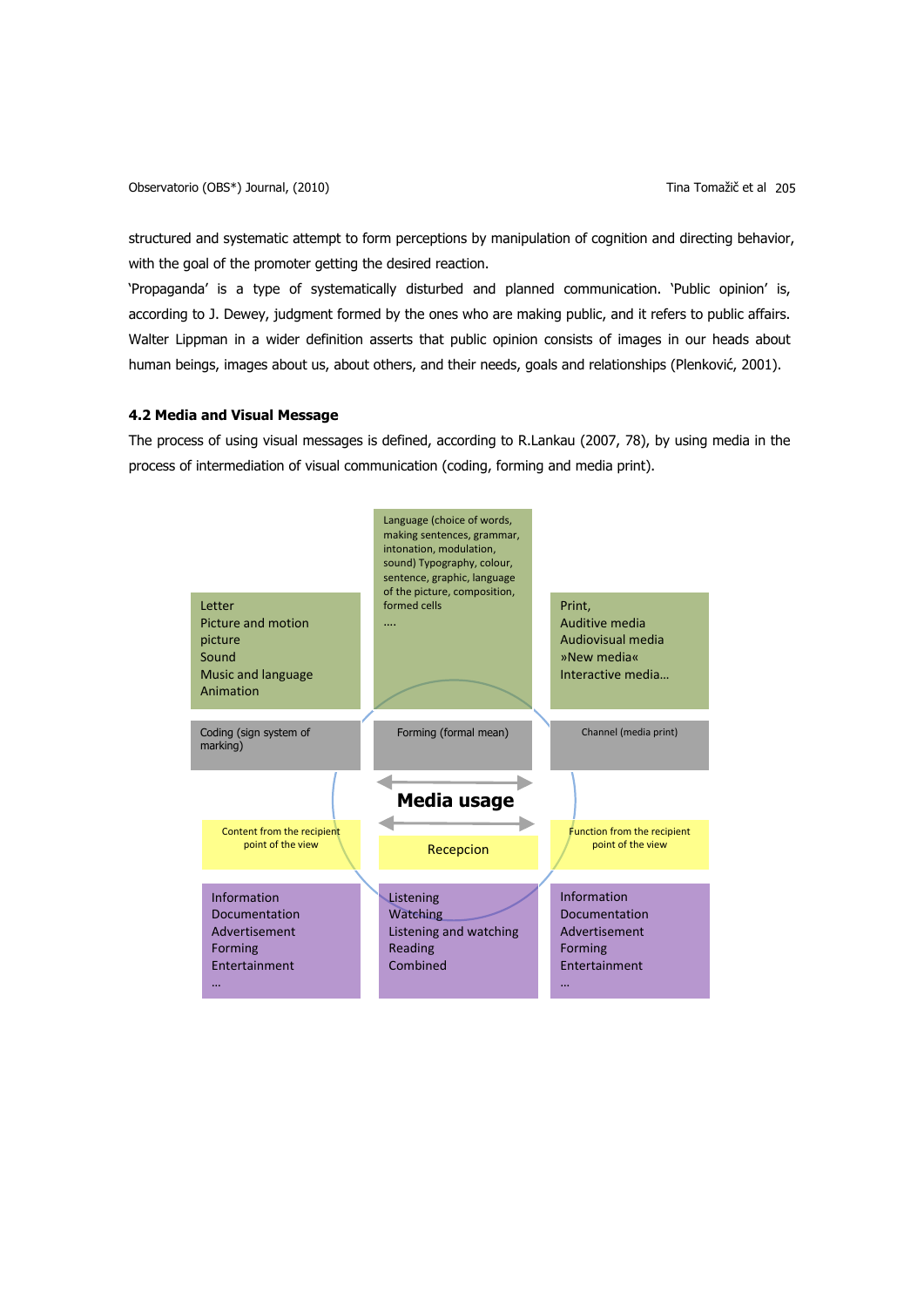structured and systematic attempt to form perceptions by manipulation of cognition and directing behavior, with the goal of the promoter getting the desired reaction.

'Propaganda' is a type of systematically disturbed and planned communication. 'Public opinion' is, according to J. Dewey, judgment formed by the ones who are making public, and it refers to public affairs. Walter Lippman in a wider definition asserts that public opinion consists of images in our heads about human beings, images about us, about others, and their needs, goals and relationships (Plenković, 2001).

### 4.2 Media and Visual Message

The process of using visual messages is defined, according to R.Lankau (2007, 78), by using media in the process of intermediation of visual communication (coding, forming and media print).

| Letter<br>Picture and motion picture<br>Sound<br>Music and language<br>Animation | Language (choice of words, making sentences, grammar, intonation, modulation, sound) Typography, colour, sentence, graphic, language of the picture, composition, formed cells<br>.... | Print,<br>Auditive media<br>Audiovisual media<br>»New media«<br>Interactive media... |
|---|---|---|
| Coding (sign system of marking) | Forming (formal mean) | Channel (media print) |
| | **Media usage** | |
| Content from the recipient point of the view | Recepcion | Function from the recipient point of the view |
| Information<br>Documentation<br>Advertisement<br>Forming<br>Entertainment<br>... | Listening<br>Watching<br>Listening and watching<br>Reading<br>Combined | Information<br>Documentation<br>Advertisement<br>Forming<br>Entertainment<br>... |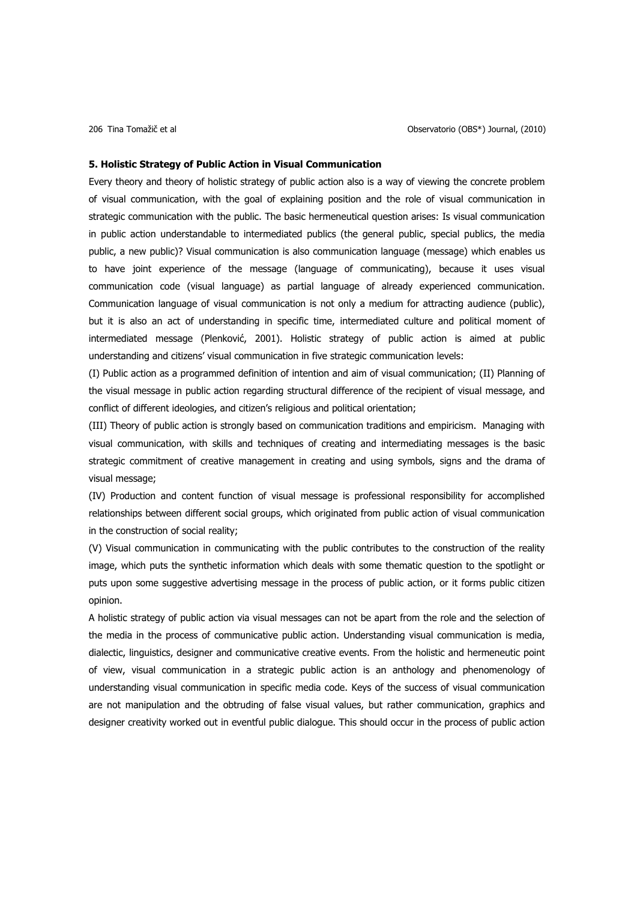### 5. Holistic Strategy of Public Action in Visual Communication

Every theory and theory of holistic strategy of public action also is a way of viewing the concrete problem of visual communication, with the goal of explaining position and the role of visual communication in strategic communication with the public. The basic hermeneutical question arises: Is visual communication in public action understandable to intermediated publics (the general public, special publics, the media public, a new public)? Visual communication is also communication language (message) which enables us to have joint experience of the message (language of communicating), because it uses visual communication code (visual language) as partial language of already experienced communication. Communication language of visual communication is not only a medium for attracting audience (public), but it is also an act of understanding in specific time, intermediated culture and political moment of intermediated message (Plenković, 2001). Holistic strategy of public action is aimed at public understanding and citizens' visual communication in five strategic communication levels:

(I) Public action as a programmed definition of intention and aim of visual communication; (II) Planning of the visual message in public action regarding structural difference of the recipient of visual message, and conflict of different ideologies, and citizen's religious and political orientation;

(III) Theory of public action is strongly based on communication traditions and empiricism. Managing with visual communication, with skills and techniques of creating and intermediating messages is the basic strategic commitment of creative management in creating and using symbols, signs and the drama of visual message;

(IV) Production and content function of visual message is professional responsibility for accomplished relationships between different social groups, which originated from public action of visual communication in the construction of social reality;

(V) Visual communication in communicating with the public contributes to the construction of the reality image, which puts the synthetic information which deals with some thematic question to the spotlight or puts upon some suggestive advertising message in the process of public action, or it forms public citizen opinion.

A holistic strategy of public action via visual messages can not be apart from the role and the selection of the media in the process of communicative public action. Understanding visual communication is media, dialectic, linguistics, designer and communicative creative events. From the holistic and hermeneutic point of view, visual communication in a strategic public action is an anthology and phenomenology of understanding visual communication in specific media code. Keys of the success of visual communication are not manipulation and the obtruding of false visual values, but rather communication, graphics and designer creativity worked out in eventful public dialogue. This should occur in the process of public action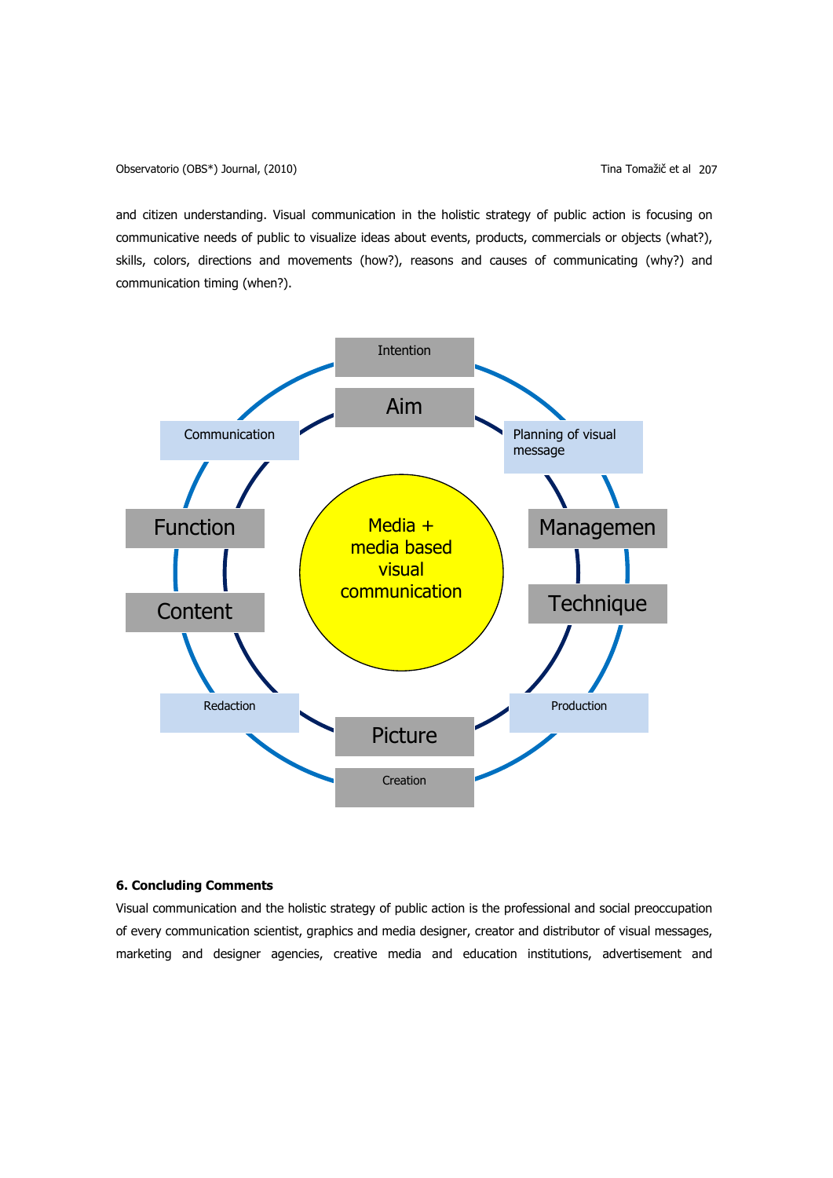and citizen understanding. Visual communication in the holistic strategy of public action is focusing on communicative needs of public to visualize ideas about events, products, commercials or objects (what?), skills, colors, directions and movements (how?), reasons and causes of communicating (why?) and communication timing (when?).

Intention

Aim

Communication

Planning of visual message

Function

Media + media based visual communication

Managemen

Content

Technique

Redaction

Production

Picture

Creation

**6. Concluding Comments**

Visual communication and the holistic strategy of public action is the professional and social preoccupation of every communication scientist, graphics and media designer, creator and distributor of visual messages, marketing and designer agencies, creative media and education institutions, advertisement and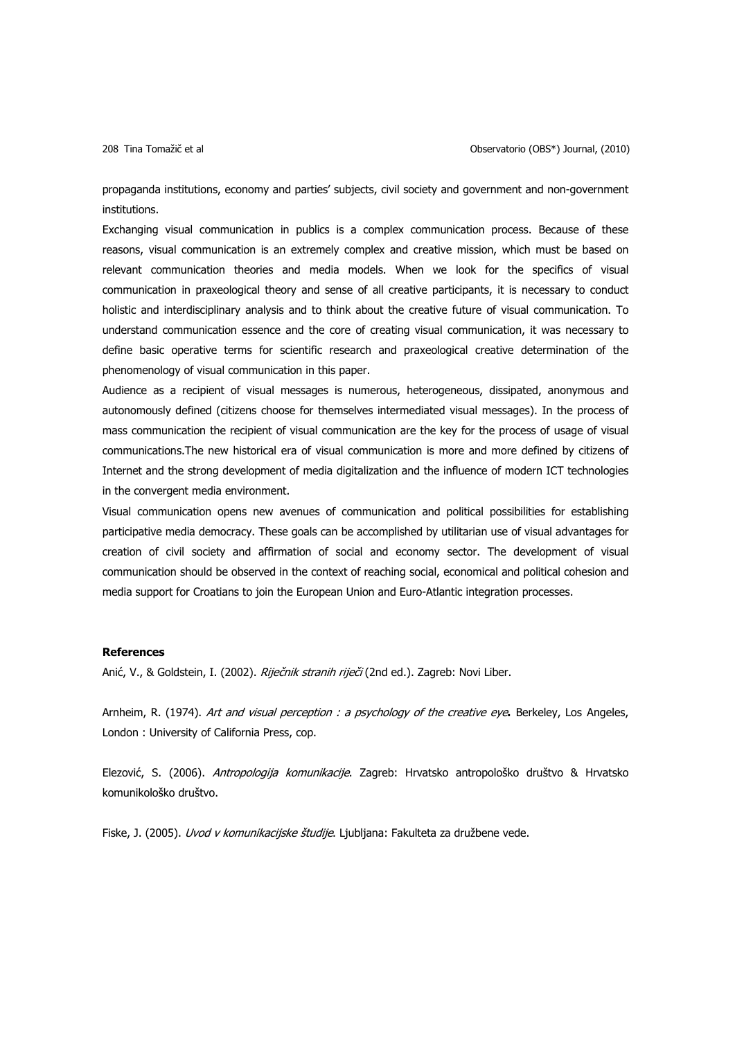propaganda institutions, economy and parties' subjects, civil society and government and non-government institutions.

Exchanging visual communication in publics is a complex communication process. Because of these reasons, visual communication is an extremely complex and creative mission, which must be based on relevant communication theories and media models. When we look for the specifics of visual communication in praxeological theory and sense of all creative participants, it is necessary to conduct holistic and interdisciplinary analysis and to think about the creative future of visual communication. To understand communication essence and the core of creating visual communication, it was necessary to define basic operative terms for scientific research and praxeological creative determination of the phenomenology of visual communication in this paper.

Audience as a recipient of visual messages is numerous, heterogeneous, dissipated, anonymous and autonomously defined (citizens choose for themselves intermediated visual messages). In the process of mass communication the recipient of visual communication are the key for the process of usage of visual communications.The new historical era of visual communication is more and more defined by citizens of Internet and the strong development of media digitalization and the influence of modern ICT technologies in the convergent media environment.

Visual communication opens new avenues of communication and political possibilities for establishing participative media democracy. These goals can be accomplished by utilitarian use of visual advantages for creation of civil society and affirmation of social and economy sector. The development of visual communication should be observed in the context of reaching social, economical and political cohesion and media support for Croatians to join the European Union and Euro-Atlantic integration processes.

## References

Anić, V., & Goldstein, I. (2002). *Rječnik stranih riječi* (2nd ed.). Zagreb: Novi Liber.

Arnheim, R. (1974). *Art and visual perception : a psychology of the creative eye*. Berkeley, Los Angeles, London : University of California Press, cop.

Elezović, S. (2006). *Antropologija komunikacije*. Zagreb: Hrvatsko antropološko društvo & Hrvatsko komunikološko društvo.

Fiske, J. (2005). *Uvod v komunikacijske študije*. Ljubljana: Fakulteta za družbene vede.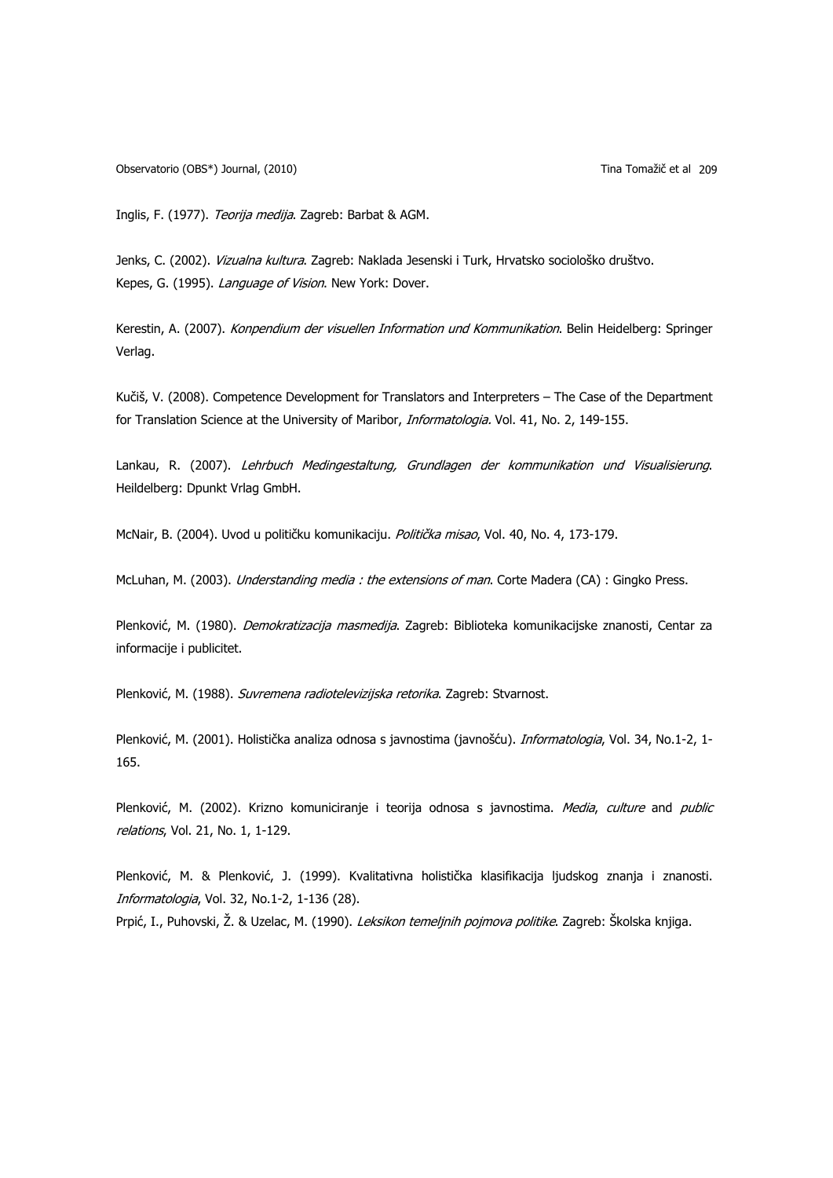Inglis, F. (1977). *Teorija medija*. Zagreb: Barbat & AGM.

Jenks, C. (2002). *Vizualna kultura*. Zagreb: Naklada Jesenski i Turk, Hrvatsko sociološko društvo.
Kepes, G. (1995). *Language of Vision*. New York: Dover.

Kerestin, A. (2007). *Konpendium der visuellen Information und Kommunikation*. Belin Heidelberg: Springer Verlag.

Kučiš, V. (2008). Competence Development for Translators and Interpreters – The Case of the Department for Translation Science at the University of Maribor, *Informatologia.* Vol. 41, No. 2, 149-155.

Lankau, R. (2007). *Lehrbuch Medingestaltung, Grundlagen der kommunikation und Visualisierung*. Heildelberg: Dpunkt Vrlag GmbH.

McNair, B. (2004). Uvod u političku komunikaciju. *Politička misao*, Vol. 40, No. 4, 173-179.

McLuhan, M. (2003). *Understanding media : the extensions of man*. Corte Madera (CA) : Gingko Press.

Plenković, M. (1980). *Demokratizacija masmedija*. Zagreb: Biblioteka komunikacijske znanosti, Centar za informacije i publicitet.

Plenković, M. (1988). *Suvremena radiotelevizijska retorika*. Zagreb: Stvarnost.

Plenković, M. (2001). Holistička analiza odnosa s javnostima (javnošću). *Informatologia*, Vol. 34, No.1-2, 1-165.

Plenković, M. (2002). Krizno komuniciranje i teorija odnosa s javnostima. *Media*, *culture* and *public relations*, Vol. 21, No. 1, 1-129.

Plenković, M. & Plenković, J. (1999). Kvalitativna holistička klasifikacija ljudskog znanja i znanosti. *Informatologia*, Vol. 32, No.1-2, 1-136 (28).
Prpić, I., Puhovski, Ž. & Uzelac, M. (1990). *Leksikon temeljnih pojmova politike*. Zagreb: Školska knjiga.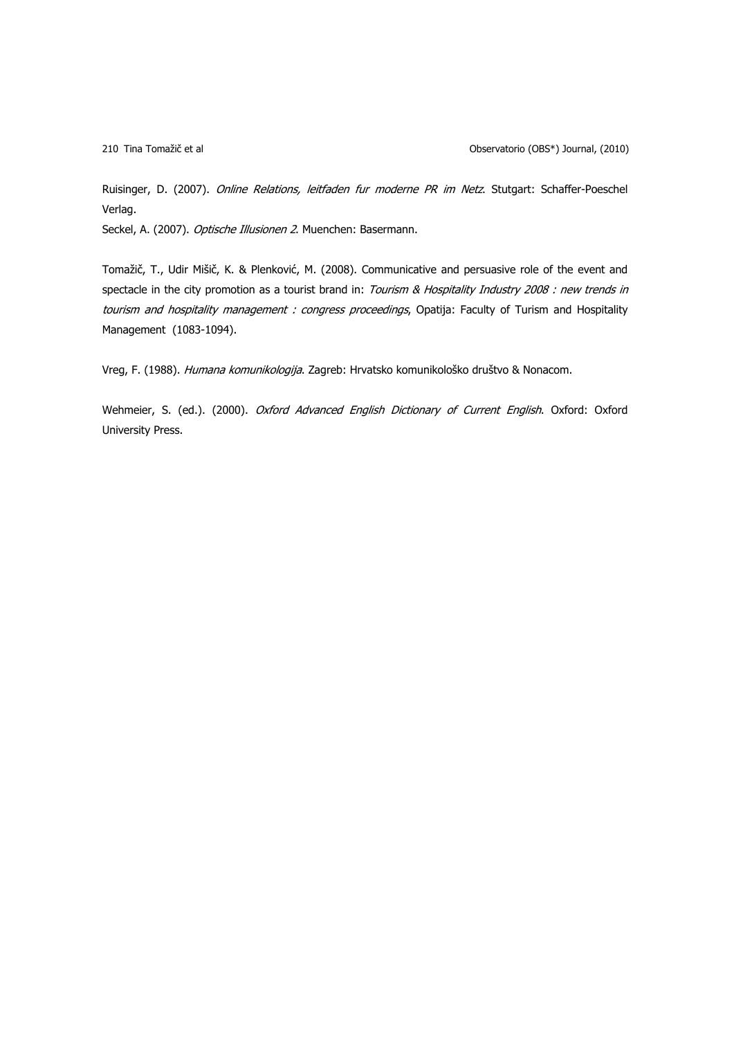Ruisinger, D. (2007). *Online Relations, leitfaden fur moderne PR im Netz*. Stutgart: Schaffer-Poeschel Verlag.

Seckel, A. (2007). *Optische Illusionen 2*. Muenchen: Basermann.

Tomažič, T., Udir Mišič, K. & Plenković, M. (2008). Communicative and persuasive role of the event and spectacle in the city promotion as a tourist brand in: *Tourism & Hospitality Industry 2008 : new trends in tourism and hospitality management : congress proceedings*, Opatija: Faculty of Turism and Hospitality Management (1083-1094).

Vreg, F. (1988). *Humana komunikologija*. Zagreb: Hrvatsko komunikološko društvo & Nonacom.

Wehmeier, S. (ed.). (2000). *Oxford Advanced English Dictionary of Current English*. Oxford: Oxford University Press.